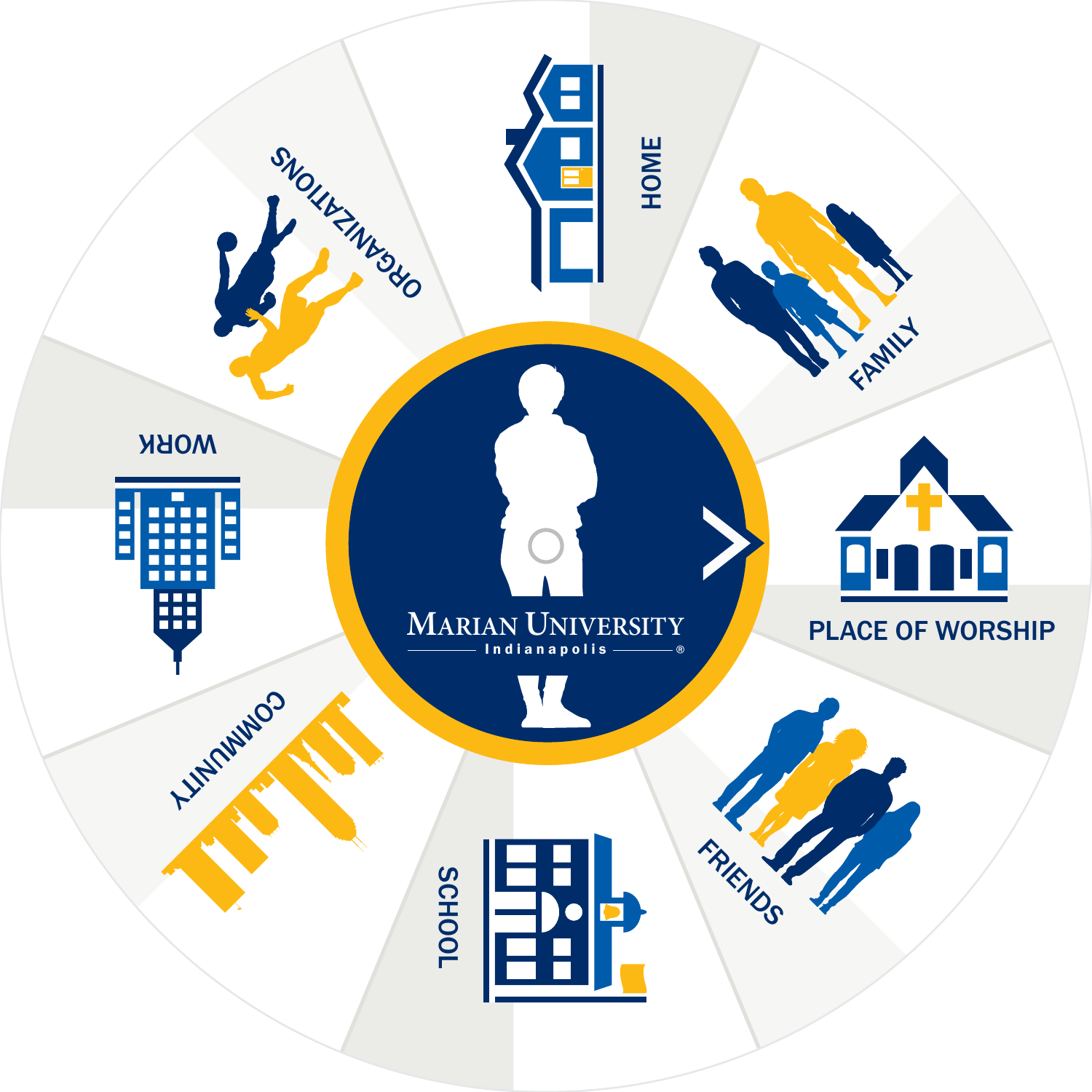HOME

FAMILY

PLACE OF WORSHIP

FRIENDS

SCHOOL

COMMUNITY

WORK

ORGANIZATIONS

MARIAN UNIVERSITY
Indianapolis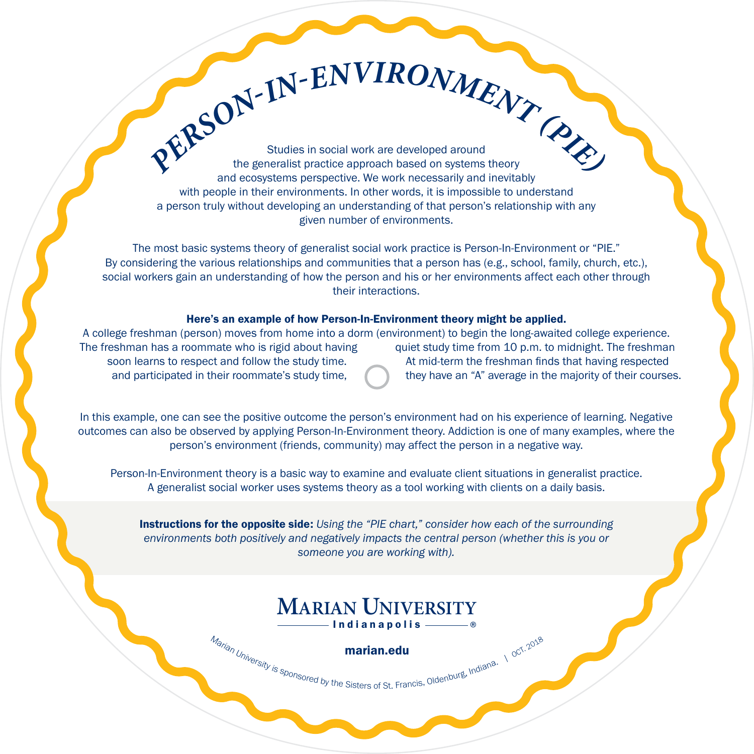# PERSON-IN-ENVIRONMENT (PIE)

Studies in social work are developed around the generalist practice approach based on systems theory and ecosystems perspective. We work necessarily and inevitably with people in their environments. In other words, it is impossible to understand a person truly without developing an understanding of that person's relationship with any given number of environments.

The most basic systems theory of generalist social work practice is Person-In-Environment or "PIE." By considering the various relationships and communities that a person has (e.g., school, family, church, etc.), social workers gain an understanding of how the person and his or her environments affect each other through their interactions.

**Here's an example of how Person-In-Environment theory might be applied.**

A college freshman (person) moves from home into a dorm (environment) to begin the long-awaited college experience. The freshman has a roommate who is rigid about having quiet study time from 10 p.m. to midnight. The freshman soon learns to respect and follow the study time. At mid-term the freshman finds that having respected and participated in their roommate's study time, they have an "A" average in the majority of their courses.

In this example, one can see the positive outcome the person's environment had on his experience of learning. Negative outcomes can also be observed by applying Person-In-Environment theory. Addiction is one of many examples, where the person's environment (friends, community) may affect the person in a negative way.

Person-In-Environment theory is a basic way to examine and evaluate client situations in generalist practice. A generalist social worker uses systems theory as a tool working with clients on a daily basis.

**Instructions for the opposite side:** *Using the "PIE chart," consider how each of the surrounding environments both positively and negatively impacts the central person (whether this is you or someone you are working with).*

MARIAN UNIVERSITY
Indianapolis ®

**marian.edu**

Marian University is sponsored by the Sisters of St. Francis, Oldenburg, Indiana. | OCT. 2018